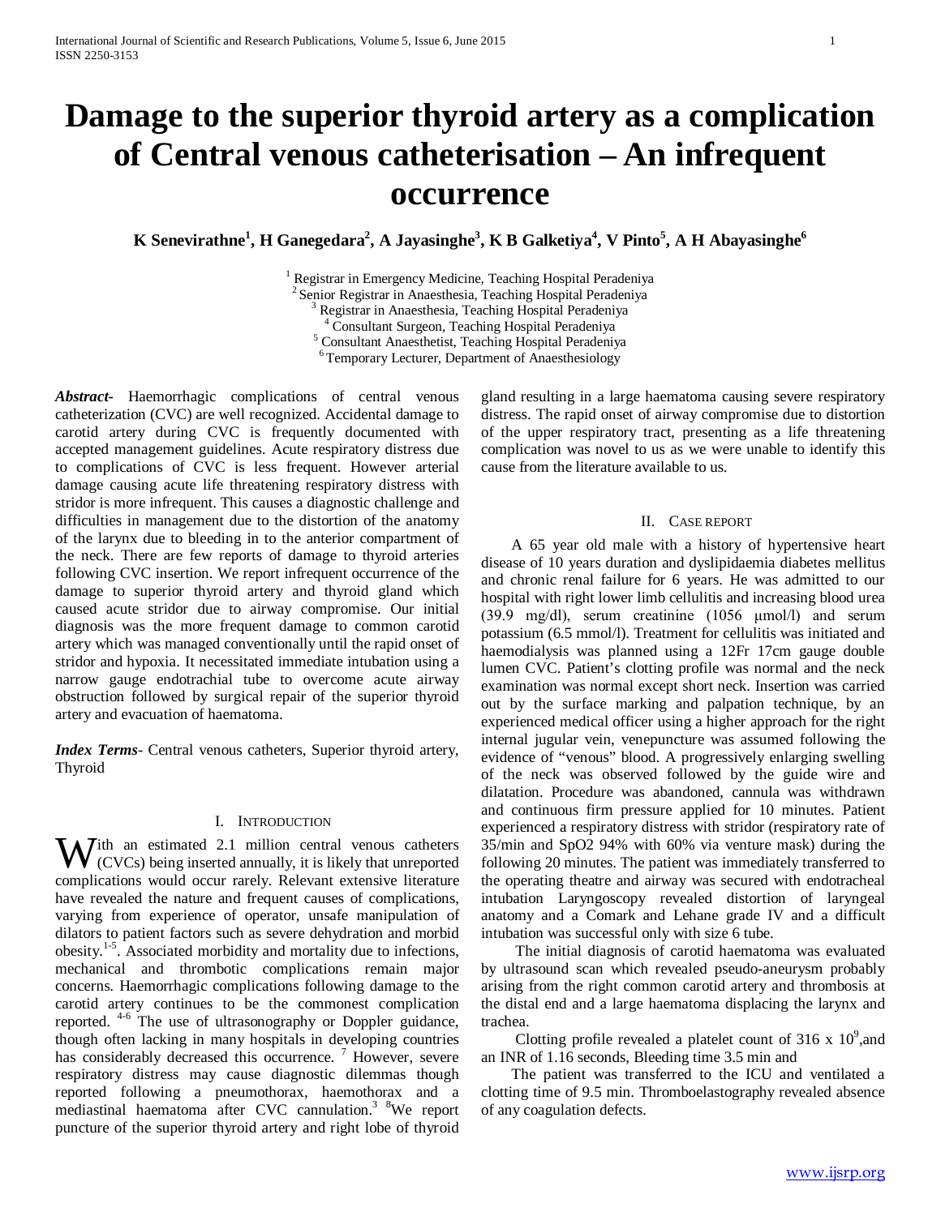# Damage to the superior thyroid artery as a complication of Central venous catheterisation – An infrequent occurrence

**K Senevirathne[1], H Ganegedara[2], A Jayasinghe[3], K B Galketiya[4], V Pinto[5], A H Abayasinghe[6]**

[1] Registrar in Emergency Medicine, Teaching Hospital Peradeniya
[2] Senior Registrar in Anaesthesia, Teaching Hospital Peradeniya
[3] Registrar in Anaesthesia, Teaching Hospital Peradeniya
[4] Consultant Surgeon, Teaching Hospital Peradeniya
[5] Consultant Anaesthetist, Teaching Hospital Peradeniya
[6] Temporary Lecturer, Department of Anaesthesiology

***Abstract-*** Haemorrhagic complications of central venous catheterization (CVC) are well recognized. Accidental damage to carotid artery during CVC is frequently documented with accepted management guidelines. Acute respiratory distress due to complications of CVC is less frequent. However arterial damage causing acute life threatening respiratory distress with stridor is more infrequent. This causes a diagnostic challenge and difficulties in management due to the distortion of the anatomy of the larynx due to bleeding in to the anterior compartment of the neck. There are few reports of damage to thyroid arteries following CVC insertion. We report infrequent occurrence of the damage to superior thyroid artery and thyroid gland which caused acute stridor due to airway compromise. Our initial diagnosis was the more frequent damage to common carotid artery which was managed conventionally until the rapid onset of stridor and hypoxia. It necessitated immediate intubation using a narrow gauge endotracheal tube to overcome acute airway obstruction followed by surgical repair of the superior thyroid artery and evacuation of haematoma.

***Index Terms*****-** Central venous catheters, Superior thyroid artery, Thyroid

## I. Introduction

With an estimated 2.1 million central venous catheters (CVCs) being inserted annually, it is likely that unreported complications would occur rarely. Relevant extensive literature have revealed the nature and frequent causes of complications, varying from experience of operator, unsafe manipulation of dilators to patient factors such as severe dehydration and morbid obesity.[1-5]. Associated morbidity and mortality due to infections, mechanical and thrombotic complications remain major concerns. Haemorrhagic complications following damage to the carotid artery continues to be the commonest complication reported. [4-6] The use of ultrasonography or Doppler guidance, though often lacking in many hospitals in developing countries has considerably decreased this occurrence. [7] However, severe respiratory distress may cause diagnostic dilemmas though reported following a pneumothorax, haemothorax and a mediastinal haematoma after CVC cannulation.[3] [8]We report puncture of the superior thyroid artery and right lobe of thyroid gland resulting in a large haematoma causing severe respiratory distress. The rapid onset of airway compromise due to distortion of the upper respiratory tract, presenting as a life threatening complication was novel to us as we were unable to identify this cause from the literature available to us.

## II. Case report

A 65 year old male with a history of hypertensive heart disease of 10 years duration and dyslipidaemia diabetes mellitus and chronic renal failure for 6 years. He was admitted to our hospital with right lower limb cellulitis and increasing blood urea (39.9 mg/dl), serum creatinine (1056 μmol/l) and serum potassium (6.5 mmol/l). Treatment for cellulitis was initiated and haemodialysis was planned using a 12Fr 17cm gauge double lumen CVC. Patient's clotting profile was normal and the neck examination was normal except short neck. Insertion was carried out by the surface marking and palpation technique, by an experienced medical officer using a higher approach for the right internal jugular vein, venepuncture was assumed following the evidence of "venous" blood. A progressively enlarging swelling of the neck was observed followed by the guide wire and dilatation. Procedure was abandoned, cannula was withdrawn and continuous firm pressure applied for 10 minutes. Patient experienced a respiratory distress with stridor (respiratory rate of 35/min and SpO2 94% with 60% via venture mask) during the following 20 minutes. The patient was immediately transferred to the operating theatre and airway was secured with endotracheal intubation Laryngoscopy revealed distortion of laryngeal anatomy and a Comark and Lehane grade IV and a difficult intubation was successful only with size 6 tube.

The initial diagnosis of carotid haematoma was evaluated by ultrasound scan which revealed pseudo-aneurysm probably arising from the right common carotid artery and thrombosis at the distal end and a large haematoma displacing the larynx and trachea.

Clotting profile revealed a platelet count of 316 x $10^9$,and an INR of 1.16 seconds, Bleeding time 3.5 min and

The patient was transferred to the ICU and ventilated a clotting time of 9.5 min. Thromboelastography revealed absence of any coagulation defects.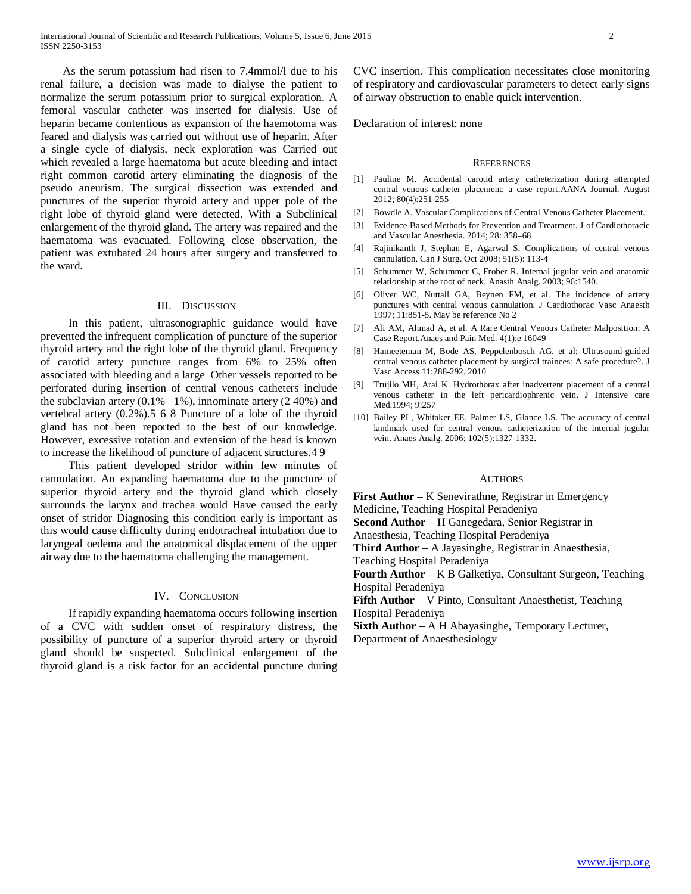As the serum potassium had risen to 7.4mmol/l due to his renal failure, a decision was made to dialyse the patient to normalize the serum potassium prior to surgical exploration. A femoral vascular catheter was inserted for dialysis. Use of heparin became contentious as expansion of the haemotoma was feared and dialysis was carried out without use of heparin. After a single cycle of dialysis, neck exploration was Carried out which revealed a large haematoma but acute bleeding and intact right common carotid artery eliminating the diagnosis of the pseudo aneurism. The surgical dissection was extended and punctures of the superior thyroid artery and upper pole of the right lobe of thyroid gland were detected. With a Subclinical enlargement of the thyroid gland. The artery was repaired and the haematoma was evacuated. Following close observation, the patient was extubated 24 hours after surgery and transferred to the ward.

## III. Discussion

In this patient, ultrasonographic guidance would have prevented the infrequent complication of puncture of the superior thyroid artery and the right lobe of the thyroid gland. Frequency of carotid artery puncture ranges from 6% to 25% often associated with bleeding and a large Other vessels reported to be perforated during insertion of central venous catheters include the subclavian artery (0.1%– 1%), innominate artery (2 40%) and vertebral artery (0.2%).5 6 8 Puncture of a lobe of the thyroid gland has not been reported to the best of our knowledge. However, excessive rotation and extension of the head is known to increase the likelihood of puncture of adjacent structures.4 9

This patient developed stridor within few minutes of cannulation. An expanding haematoma due to the puncture of superior thyroid artery and the thyroid gland which closely surrounds the larynx and trachea would Have caused the early onset of stridor Diagnosing this condition early is important as this would cause difficulty during endotracheal intubation due to laryngeal oedema and the anatomical displacement of the upper airway due to the haematoma challenging the management.

## IV. Conclusion

If rapidly expanding haematoma occurs following insertion of a CVC with sudden onset of respiratory distress, the possibility of puncture of a superior thyroid artery or thyroid gland should be suspected. Subclinical enlargement of the thyroid gland is a risk factor for an accidental puncture during CVC insertion. This complication necessitates close monitoring of respiratory and cardiovascular parameters to detect early signs of airway obstruction to enable quick intervention.

Declaration of interest: none

## References

[1] Pauline M. Accidental carotid artery catheterization during attempted central venous catheter placement: a case report.AANA Journal. August 2012; 80(4):251-255

[2] Bowdle A. Vascular Complications of Central Venous Catheter Placement.

[3] Evidence-Based Methods for Prevention and Treatment. J of Cardiothoracic and Vascular Anesthesia. 2014; 28: 358–68

[4] Rajinikanth J, Stephan E, Agarwal S. Complications of central venous cannulation. Can J Surg. Oct 2008; 51(5): 113-4

[5] Schummer W, Schummer C, Frober R. Internal jugular vein and anatomic relationship at the root of neck. Anasth Analg. 2003; 96:1540.

[6] Oliver WC, Nuttall GA, Beynen FM, et al. The incidence of artery punctures with central venous cannulation. J Cardiothorac Vasc Anaesth 1997; 11:851-5. May be reference No 2

[7] Ali AM, Ahmad A, et al. A Rare Central Venous Catheter Malposition: A Case Report.Anaes and Pain Med. 4(1):e 16049

[8] Hameeteman M, Bode AS, Peppelenbosch AG, et al: Ultrasound-guided central venous catheter placement by surgical trainees: A safe procedure?. J Vasc Access 11:288-292, 2010

[9] Trujilo MH, Arai K. Hydrothorax after inadvertent placement of a central venous catheter in the left pericardiophrenic vein. J Intensive care Med.1994; 9:257

[10] Bailey PL, Whitaker EE, Palmer LS, Glance LS. The accuracy of central landmark used for central venous catheterization of the internal jugular vein. Anaes Analg. 2006; 102(5):1327-1332.

## Authors

**First Author** – K Senevirathne, Registrar in Emergency Medicine, Teaching Hospital Peradeniya

**Second Author** – H Ganegedara, Senior Registrar in Anaesthesia, Teaching Hospital Peradeniya

**Third Author** – A Jayasinghe, Registrar in Anaesthesia, Teaching Hospital Peradeniya

**Fourth Author** – K B Galketiya, Consultant Surgeon, Teaching Hospital Peradeniya

**Fifth Author** – V Pinto, Consultant Anaesthetist, Teaching Hospital Peradeniya

**Sixth Author** – A H Abayasinghe, Temporary Lecturer, Department of Anaesthesiology